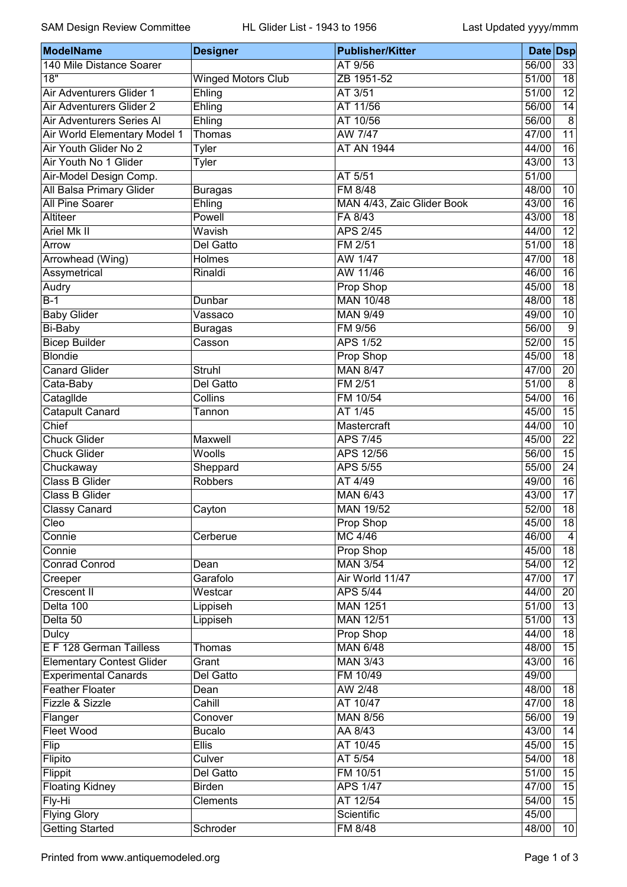| ModelName | Designer | Publisher/Kitter | Date | Dsp |
|---|---|---|---|---|
| 140 Mile Distance Soarer | | AT 9/56 | 56/00 | 33 |
| 18" | Winged Motors Club | ZB 1951-52 | 51/00 | 18 |
| Air Adventurers Glider 1 | Ehling | AT 3/51 | 51/00 | 12 |
| Air Adventurers Glider 2 | Ehling | AT 11/56 | 56/00 | 14 |
| Air Adventurers Series Al | Ehling | AT 10/56 | 56/00 | 8 |
| Air World Elementary Model 1 | Thomas | AW 7/47 | 47/00 | 11 |
| Air Youth Glider No 2 | Tyler | AT AN 1944 | 44/00 | 16 |
| Air Youth No 1 Glider | Tyler | | 43/00 | 13 |
| Air-Model Design Comp. | | AT 5/51 | 51/00 | |
| All Balsa Primary Glider | Buragas | FM 8/48 | 48/00 | 10 |
| All Pine Soarer | Ehling | MAN 4/43, Zaic Glider Book | 43/00 | 16 |
| Altiteer | Powell | FA 8/43 | 43/00 | 18 |
| Ariel Mk II | Wavish | APS 2/45 | 44/00 | 12 |
| Arrow | Del Gatto | FM 2/51 | 51/00 | 18 |
| Arrowhead (Wing) | Holmes | AW 1/47 | 47/00 | 18 |
| Assymetrical | Rinaldi | AW 11/46 | 46/00 | 16 |
| Audry | | Prop Shop | 45/00 | 18 |
| B-1 | Dunbar | MAN 10/48 | 48/00 | 18 |
| Baby Glider | Vassaco | MAN 9/49 | 49/00 | 10 |
| Bi-Baby | Buragas | FM 9/56 | 56/00 | 9 |
| Bicep Builder | Casson | APS 1/52 | 52/00 | 15 |
| Blondie | | Prop Shop | 45/00 | 18 |
| Canard Glider | Struhl | MAN 8/47 | 47/00 | 20 |
| Cata-Baby | Del Gatto | FM 2/51 | 51/00 | 8 |
| Catagllde | Collins | FM 10/54 | 54/00 | 16 |
| Catapult Canard | Tannon | AT 1/45 | 45/00 | 15 |
| Chief | | Mastercraft | 44/00 | 10 |
| Chuck Glider | Maxwell | APS 7/45 | 45/00 | 22 |
| Chuck Glider | Woolls | APS 12/56 | 56/00 | 15 |
| Chuckaway | Sheppard | APS 5/55 | 55/00 | 24 |
| Class B Glider | Robbers | AT 4/49 | 49/00 | 16 |
| Class B Glider | | MAN 6/43 | 43/00 | 17 |
| Classy Canard | Cayton | MAN 19/52 | 52/00 | 18 |
| Cleo | | Prop Shop | 45/00 | 18 |
| Connie | Cerberue | MC 4/46 | 46/00 | 4 |
| Connie | | Prop Shop | 45/00 | 18 |
| Conrad Conrod | Dean | MAN 3/54 | 54/00 | 12 |
| Creeper | Garafolo | Air World 11/47 | 47/00 | 17 |
| Crescent II | Westcar | APS 5/44 | 44/00 | 20 |
| Delta 100 | Lippiseh | MAN 1251 | 51/00 | 13 |
| Delta 50 | Lippiseh | MAN 12/51 | 51/00 | 13 |
| Dulcy | | Prop Shop | 44/00 | 18 |
| E F 128 German Tailless | Thomas | MAN 6/48 | 48/00 | 15 |
| Elementary Contest Glider | Grant | MAN 3/43 | 43/00 | 16 |
| Experimental Canards | Del Gatto | FM 10/49 | 49/00 | |
| Feather Floater | Dean | AW 2/48 | 48/00 | 18 |
| Fizzle & Sizzle | Cahill | AT 10/47 | 47/00 | 18 |
| Flanger | Conover | MAN 8/56 | 56/00 | 19 |
| Fleet Wood | Bucalo | AA 8/43 | 43/00 | 14 |
| Flip | Ellis | AT 10/45 | 45/00 | 15 |
| Flipito | Culver | AT 5/54 | 54/00 | 18 |
| Flippit | Del Gatto | FM 10/51 | 51/00 | 15 |
| Floating Kidney | Birden | APS 1/47 | 47/00 | 15 |
| Fly-Hi | Clements | AT 12/54 | 54/00 | 15 |
| Flying Glory | | Scientific | 45/00 | |
| Getting Started | Schroder | FM 8/48 | 48/00 | 10 |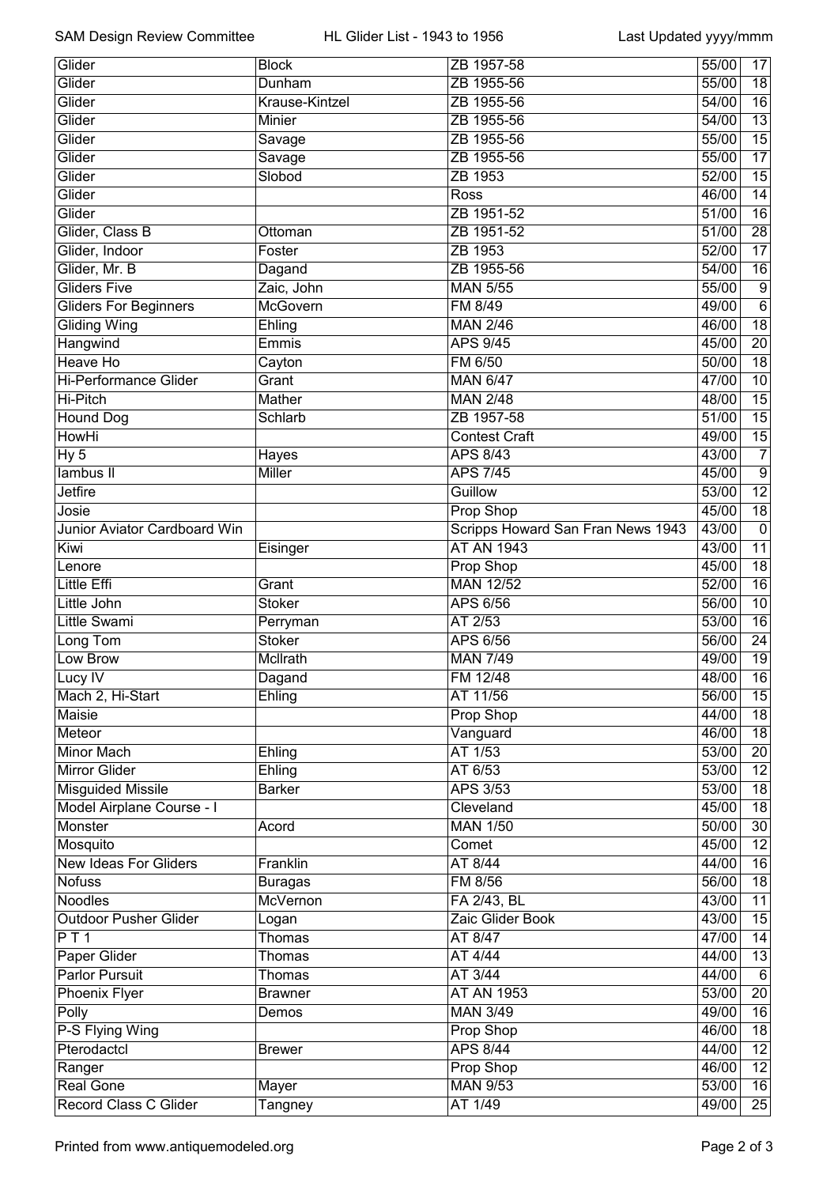| Glider | Block | ZB 1957-58 | 55/00 | 17 |
|---|---|---|---|---|
| Glider | Dunham | ZB 1955-56 | 55/00 | 18 |
| Glider | Krause-Kintzel | ZB 1955-56 | 54/00 | 16 |
| Glider | Minier | ZB 1955-56 | 54/00 | 13 |
| Glider | Savage | ZB 1955-56 | 55/00 | 15 |
| Glider | Savage | ZB 1955-56 | 55/00 | 17 |
| Glider | Slobod | ZB 1953 | 52/00 | 15 |
| Glider | | Ross | 46/00 | 14 |
| Glider | | ZB 1951-52 | 51/00 | 16 |
| Glider, Class B | Ottoman | ZB 1951-52 | 51/00 | 28 |
| Glider, Indoor | Foster | ZB 1953 | 52/00 | 17 |
| Glider, Mr. B | Dagand | ZB 1955-56 | 54/00 | 16 |
| Gliders Five | Zaic, John | MAN 5/55 | 55/00 | 9 |
| Gliders For Beginners | McGovern | FM 8/49 | 49/00 | 6 |
| Gliding Wing | Ehling | MAN 2/46 | 46/00 | 18 |
| Hangwind | Emmis | APS 9/45 | 45/00 | 20 |
| Heave Ho | Cayton | FM 6/50 | 50/00 | 18 |
| Hi-Performance Glider | Grant | MAN 6/47 | 47/00 | 10 |
| Hi-Pitch | Mather | MAN 2/48 | 48/00 | 15 |
| Hound Dog | Schlarb | ZB 1957-58 | 51/00 | 15 |
| HowHi | | Contest Craft | 49/00 | 15 |
| Hy 5 | Hayes | APS 8/43 | 43/00 | 7 |
| Iambus II | Miller | APS 7/45 | 45/00 | 9 |
| Jetfire | | Guillow | 53/00 | 12 |
| Josie | | Prop Shop | 45/00 | 18 |
| Junior Aviator Cardboard Win | | Scripps Howard San Fran News 1943 | 43/00 | 0 |
| Kiwi | Eisinger | AT AN 1943 | 43/00 | 11 |
| Lenore | | Prop Shop | 45/00 | 18 |
| Little Effi | Grant | MAN 12/52 | 52/00 | 16 |
| Little John | Stoker | APS 6/56 | 56/00 | 10 |
| Little Swami | Perryman | AT 2/53 | 53/00 | 16 |
| Long Tom | Stoker | APS 6/56 | 56/00 | 24 |
| Low Brow | McIlrath | MAN 7/49 | 49/00 | 19 |
| Lucy IV | Dagand | FM 12/48 | 48/00 | 16 |
| Mach 2, Hi-Start | Ehling | AT 11/56 | 56/00 | 15 |
| Maisie | | Prop Shop | 44/00 | 18 |
| Meteor | | Vanguard | 46/00 | 18 |
| Minor Mach | Ehling | AT 1/53 | 53/00 | 20 |
| Mirror Glider | Ehling | AT 6/53 | 53/00 | 12 |
| Misguided Missile | Barker | APS 3/53 | 53/00 | 18 |
| Model Airplane Course - I | | Cleveland | 45/00 | 18 |
| Monster | Acord | MAN 1/50 | 50/00 | 30 |
| Mosquito | | Comet | 45/00 | 12 |
| New Ideas For Gliders | Franklin | AT 8/44 | 44/00 | 16 |
| Nofuss | Buragas | FM 8/56 | 56/00 | 18 |
| Noodles | McVernon | FA 2/43, BL | 43/00 | 11 |
| Outdoor Pusher Glider | Logan | Zaic Glider Book | 43/00 | 15 |
| P T 1 | Thomas | AT 8/47 | 47/00 | 14 |
| Paper Glider | Thomas | AT 4/44 | 44/00 | 13 |
| Parlor Pursuit | Thomas | AT 3/44 | 44/00 | 6 |
| Phoenix Flyer | Brawner | AT AN 1953 | 53/00 | 20 |
| Polly | Demos | MAN 3/49 | 49/00 | 16 |
| P-S Flying Wing | | Prop Shop | 46/00 | 18 |
| Pterodactcl | Brewer | APS 8/44 | 44/00 | 12 |
| Ranger | | Prop Shop | 46/00 | 12 |
| Real Gone | Mayer | MAN 9/53 | 53/00 | 16 |
| Record Class C Glider | Tangney | AT 1/49 | 49/00 | 25 |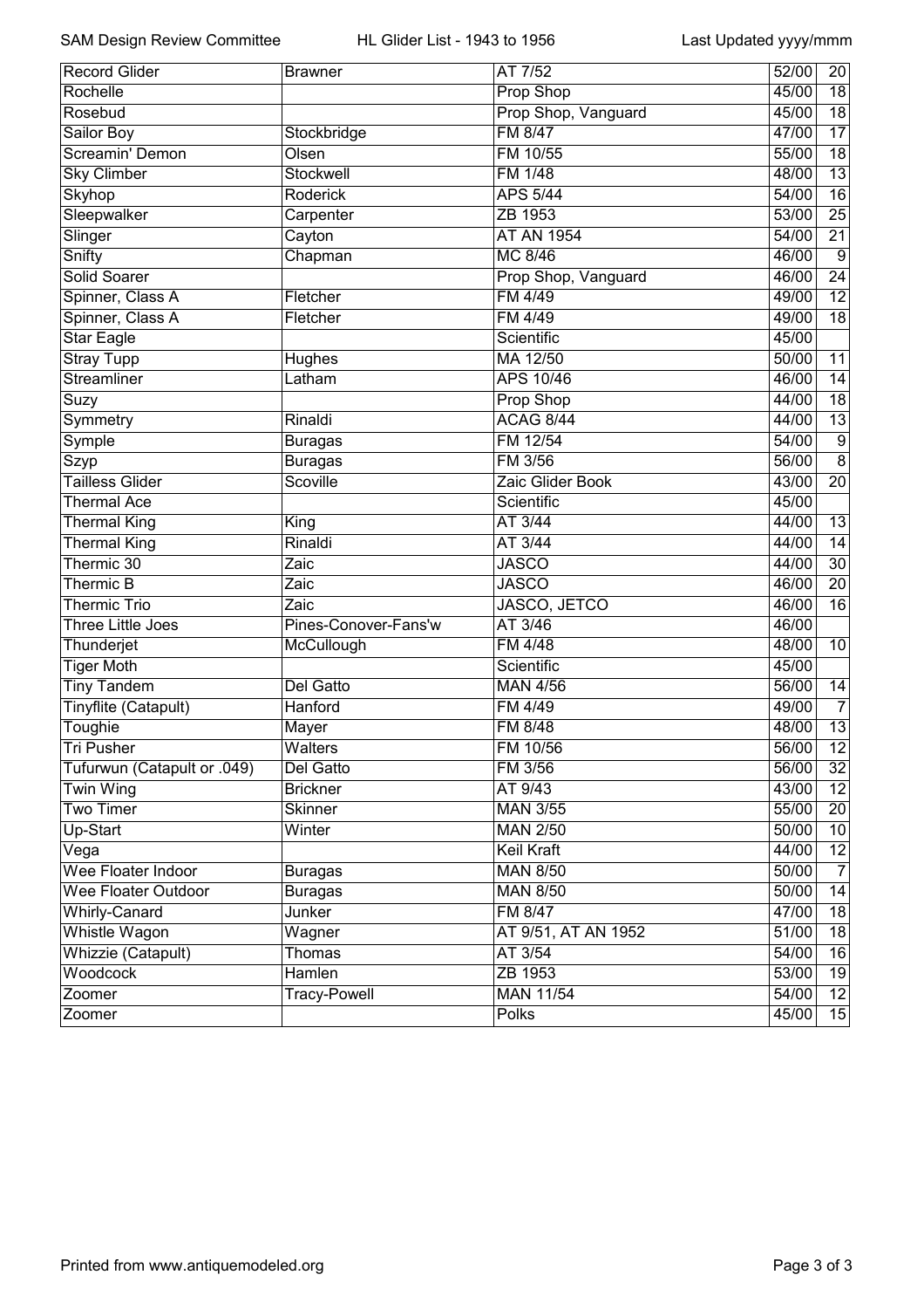| | | | | |
|---|---|---|---|---|
| Record Glider | Brawner | AT 7/52 | 52/00 | 20 |
| Rochelle | | Prop Shop | 45/00 | 18 |
| Rosebud | | Prop Shop, Vanguard | 45/00 | 18 |
| Sailor Boy | Stockbridge | FM 8/47 | 47/00 | 17 |
| Screamin' Demon | Olsen | FM 10/55 | 55/00 | 18 |
| Sky Climber | Stockwell | FM 1/48 | 48/00 | 13 |
| Skyhop | Roderick | APS 5/44 | 54/00 | 16 |
| Sleepwalker | Carpenter | ZB 1953 | 53/00 | 25 |
| Slinger | Cayton | AT AN 1954 | 54/00 | 21 |
| Snifty | Chapman | MC 8/46 | 46/00 | 9 |
| Solid Soarer | | Prop Shop, Vanguard | 46/00 | 24 |
| Spinner, Class A | Fletcher | FM 4/49 | 49/00 | 12 |
| Spinner, Class A | Fletcher | FM 4/49 | 49/00 | 18 |
| Star Eagle | | Scientific | 45/00 | |
| Stray Tupp | Hughes | MA 12/50 | 50/00 | 11 |
| Streamliner | Latham | APS 10/46 | 46/00 | 14 |
| Suzy | | Prop Shop | 44/00 | 18 |
| Symmetry | Rinaldi | ACAG 8/44 | 44/00 | 13 |
| Symple | Buragas | FM 12/54 | 54/00 | 9 |
| Szyp | Buragas | FM 3/56 | 56/00 | 8 |
| Tailless Glider | Scoville | Zaic Glider Book | 43/00 | 20 |
| Thermal Ace | | Scientific | 45/00 | |
| Thermal King | King | AT 3/44 | 44/00 | 13 |
| Thermal King | Rinaldi | AT 3/44 | 44/00 | 14 |
| Thermic 30 | Zaic | JASCO | 44/00 | 30 |
| Thermic B | Zaic | JASCO | 46/00 | 20 |
| Thermic Trio | Zaic | JASCO, JETCO | 46/00 | 16 |
| Three Little Joes | Pines-Conover-Fans'w | AT 3/46 | 46/00 | |
| Thunderjet | McCullough | FM 4/48 | 48/00 | 10 |
| Tiger Moth | | Scientific | 45/00 | |
| Tiny Tandem | Del Gatto | MAN 4/56 | 56/00 | 14 |
| Tinyflite (Catapult) | Hanford | FM 4/49 | 49/00 | 7 |
| Toughie | Mayer | FM 8/48 | 48/00 | 13 |
| Tri Pusher | Walters | FM 10/56 | 56/00 | 12 |
| Tufurwun (Catapult or .049) | Del Gatto | FM 3/56 | 56/00 | 32 |
| Twin Wing | Brickner | AT 9/43 | 43/00 | 12 |
| Two Timer | Skinner | MAN 3/55 | 55/00 | 20 |
| Up-Start | Winter | MAN 2/50 | 50/00 | 10 |
| Vega | | Keil Kraft | 44/00 | 12 |
| Wee Floater Indoor | Buragas | MAN 8/50 | 50/00 | 7 |
| Wee Floater Outdoor | Buragas | MAN 8/50 | 50/00 | 14 |
| Whirly-Canard | Junker | FM 8/47 | 47/00 | 18 |
| Whistle Wagon | Wagner | AT 9/51, AT AN 1952 | 51/00 | 18 |
| Whizzie (Catapult) | Thomas | AT 3/54 | 54/00 | 16 |
| Woodcock | Hamlen | ZB 1953 | 53/00 | 19 |
| Zoomer | Tracy-Powell | MAN 11/54 | 54/00 | 12 |
| Zoomer | | Polks | 45/00 | 15 |